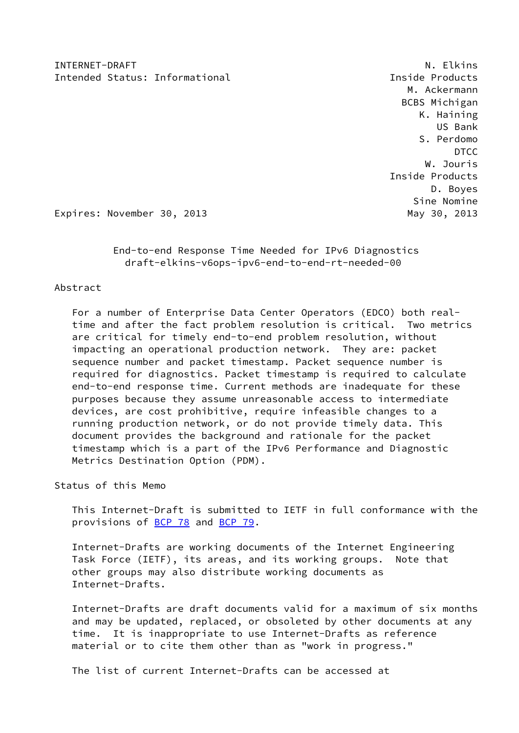INTERNET-DRAFT N. Elkins
Intended Status: Informational Inside Products
M. Ackermann
BCBS Michigan
K. Haining
US Bank
S. Perdomo
DTCC
W. Jouris
Inside Products
D. Boyes
Sine Nomine
Expires: November 30, 2013 May 30, 2013

# End-to-end Response Time Needed for IPv6 Diagnostics
draft-elkins-v6ops-ipv6-end-to-end-rt-needed-00

## Abstract

For a number of Enterprise Data Center Operators (EDCO) both real-time and after the fact problem resolution is critical. Two metrics are critical for timely end-to-end problem resolution, without impacting an operational production network. They are: packet sequence number and packet timestamp. Packet sequence number is required for diagnostics. Packet timestamp is required to calculate end-to-end response time. Current methods are inadequate for these purposes because they assume unreasonable access to intermediate devices, are cost prohibitive, require infeasible changes to a running production network, or do not provide timely data. This document provides the background and rationale for the packet timestamp which is a part of the IPv6 Performance and Diagnostic Metrics Destination Option (PDM).

## Status of this Memo

This Internet-Draft is submitted to IETF in full conformance with the provisions of BCP 78 and BCP 79.

Internet-Drafts are working documents of the Internet Engineering Task Force (IETF), its areas, and its working groups. Note that other groups may also distribute working documents as Internet-Drafts.

Internet-Drafts are draft documents valid for a maximum of six months and may be updated, replaced, or obsoleted by other documents at any time. It is inappropriate to use Internet-Drafts as reference material or to cite them other than as "work in progress."

The list of current Internet-Drafts can be accessed at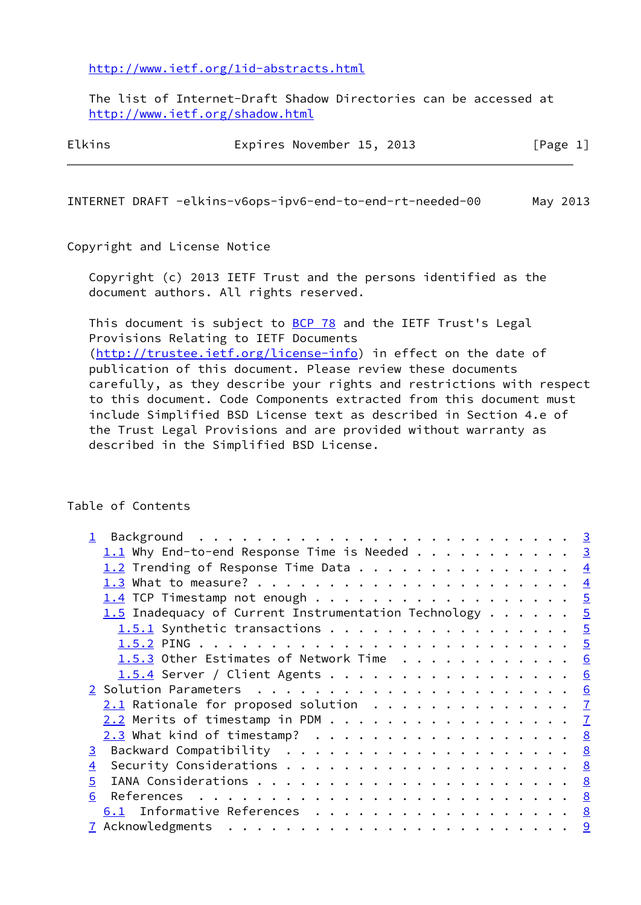http://www.ietf.org/1id-abstracts.html

The list of Internet-Draft Shadow Directories can be accessed at
http://www.ietf.org/shadow.html

## Copyright and License Notice

Copyright (c) 2013 IETF Trust and the persons identified as the document authors. All rights reserved.

This document is subject to BCP 78 and the IETF Trust's Legal Provisions Relating to IETF Documents (http://trustee.ietf.org/license-info) in effect on the date of publication of this document. Please review these documents carefully, as they describe your rights and restrictions with respect to this document. Code Components extracted from this document must include Simplified BSD License text as described in Section 4.e of the Trust Legal Provisions and are provided without warranty as described in the Simplified BSD License.

## Table of Contents

```
1  Background . . . . . . . . . . . . . . . . . . . . . . . . . . 3
  1.1 Why End-to-end Response Time is Needed . . . . . . . . . . . 3
  1.2 Trending of Response Time Data . . . . . . . . . . . . . . . 4
  1.3 What to measure? . . . . . . . . . . . . . . . . . . . . . . 4
  1.4 TCP Timestamp not enough . . . . . . . . . . . . . . . . . . 5
  1.5 Inadequacy of Current Instrumentation Technology . . . . . . 5
    1.5.1 Synthetic transactions . . . . . . . . . . . . . . . . . 5
    1.5.2 PING . . . . . . . . . . . . . . . . . . . . . . . . . . 5
    1.5.3 Other Estimates of Network Time  . . . . . . . . . . . . 6
    1.5.4 Server / Client Agents . . . . . . . . . . . . . . . . . 6
2 Solution Parameters  . . . . . . . . . . . . . . . . . . . . . . 6
  2.1 Rationale for proposed solution  . . . . . . . . . . . . . . 7
  2.2 Merits of timestamp in PDM . . . . . . . . . . . . . . . . . 7
  2.3 What kind of timestamp?  . . . . . . . . . . . . . . . . . . 8
3  Backward Compatibility  . . . . . . . . . . . . . . . . . . . . 8
4  Security Considerations . . . . . . . . . . . . . . . . . . . . 8
5  IANA Considerations . . . . . . . . . . . . . . . . . . . . . . 8
6  References  . . . . . . . . . . . . . . . . . . . . . . . . . . 8
  6.1  Informative References  . . . . . . . . . . . . . . . . . . 8
7 Acknowledgments  . . . . . . . . . . . . . . . . . . . . . . . . 9
```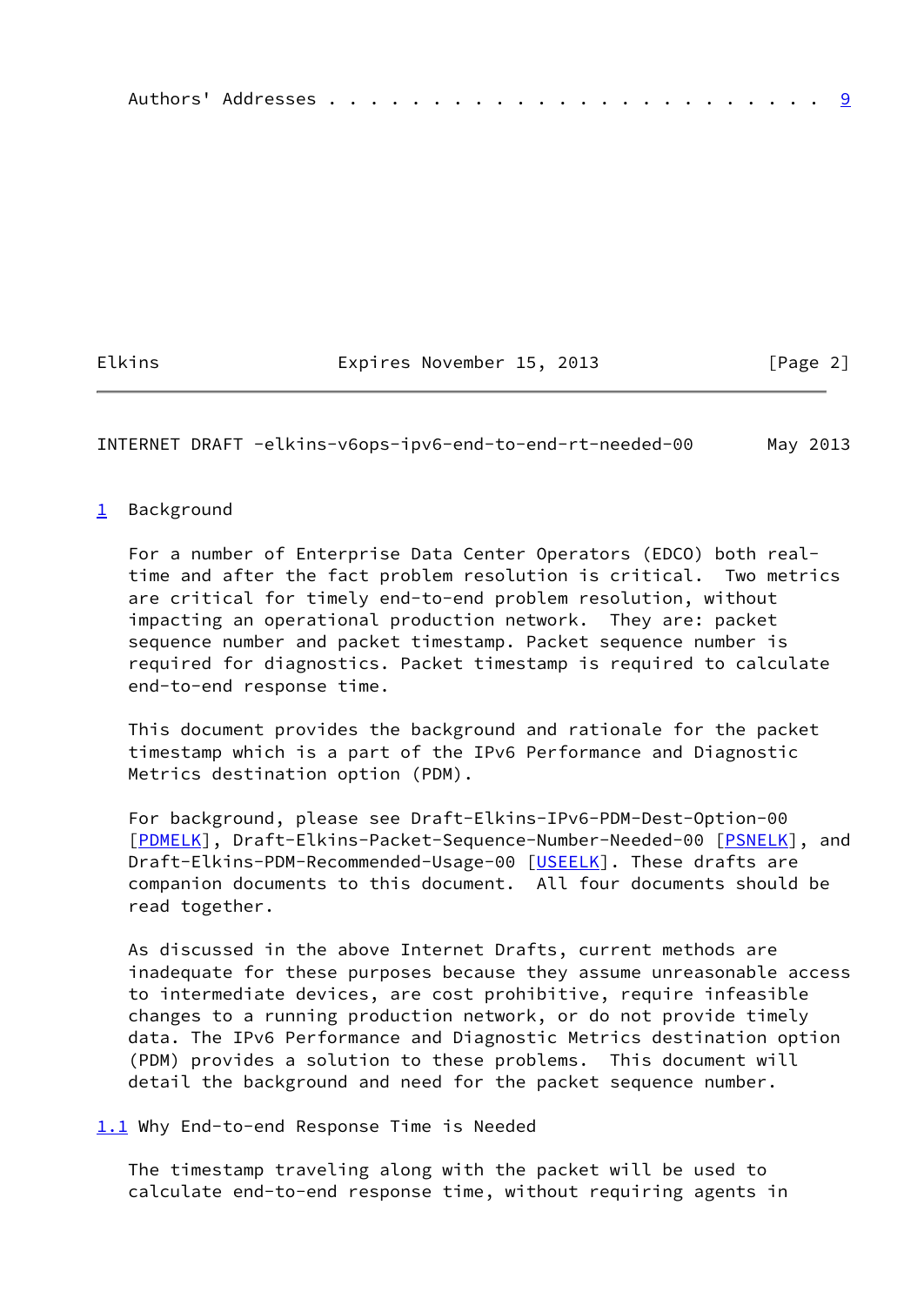Authors' Addresses . . . . . . . . . . . . . . . . . . . . . . . . 9

## 1 Background

For a number of Enterprise Data Center Operators (EDCO) both real-time and after the fact problem resolution is critical. Two metrics are critical for timely end-to-end problem resolution, without impacting an operational production network. They are: packet sequence number and packet timestamp. Packet sequence number is required for diagnostics. Packet timestamp is required to calculate end-to-end response time.

This document provides the background and rationale for the packet timestamp which is a part of the IPv6 Performance and Diagnostic Metrics destination option (PDM).

For background, please see Draft-Elkins-IPv6-PDM-Dest-Option-00 [PDMELK], Draft-Elkins-Packet-Sequence-Number-Needed-00 [PSNELK], and Draft-Elkins-PDM-Recommended-Usage-00 [USEELK]. These drafts are companion documents to this document. All four documents should be read together.

As discussed in the above Internet Drafts, current methods are inadequate for these purposes because they assume unreasonable access to intermediate devices, are cost prohibitive, require infeasible changes to a running production network, or do not provide timely data. The IPv6 Performance and Diagnostic Metrics destination option (PDM) provides a solution to these problems. This document will detail the background and need for the packet sequence number.

### 1.1 Why End-to-end Response Time is Needed

The timestamp traveling along with the packet will be used to calculate end-to-end response time, without requiring agents in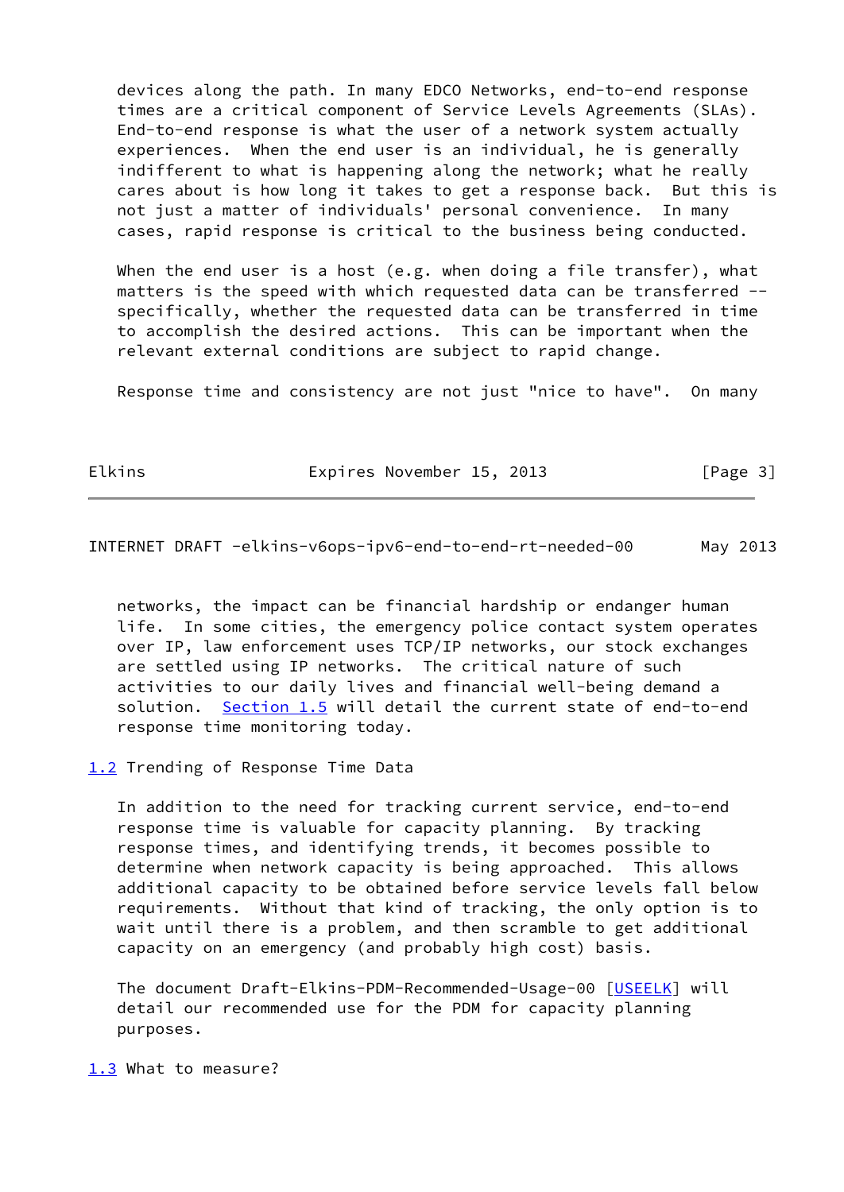devices along the path. In many EDCO Networks, end-to-end response times are a critical component of Service Levels Agreements (SLAs). End-to-end response is what the user of a network system actually experiences. When the end user is an individual, he is generally indifferent to what is happening along the network; what he really cares about is how long it takes to get a response back. But this is not just a matter of individuals' personal convenience. In many cases, rapid response is critical to the business being conducted.

When the end user is a host (e.g. when doing a file transfer), what matters is the speed with which requested data can be transferred -- specifically, whether the requested data can be transferred in time to accomplish the desired actions. This can be important when the relevant external conditions are subject to rapid change.

Response time and consistency are not just "nice to have". On many networks, the impact can be financial hardship or endanger human life. In some cities, the emergency police contact system operates over IP, law enforcement uses TCP/IP networks, our stock exchanges are settled using IP networks. The critical nature of such activities to our daily lives and financial well-being demand a solution. Section 1.5 will detail the current state of end-to-end response time monitoring today.

## 1.2 Trending of Response Time Data

In addition to the need for tracking current service, end-to-end response time is valuable for capacity planning. By tracking response times, and identifying trends, it becomes possible to determine when network capacity is being approached. This allows additional capacity to be obtained before service levels fall below requirements. Without that kind of tracking, the only option is to wait until there is a problem, and then scramble to get additional capacity on an emergency (and probably high cost) basis.

The document Draft-Elkins-PDM-Recommended-Usage-00 [USEELK] will detail our recommended use for the PDM for capacity planning purposes.

## 1.3 What to measure?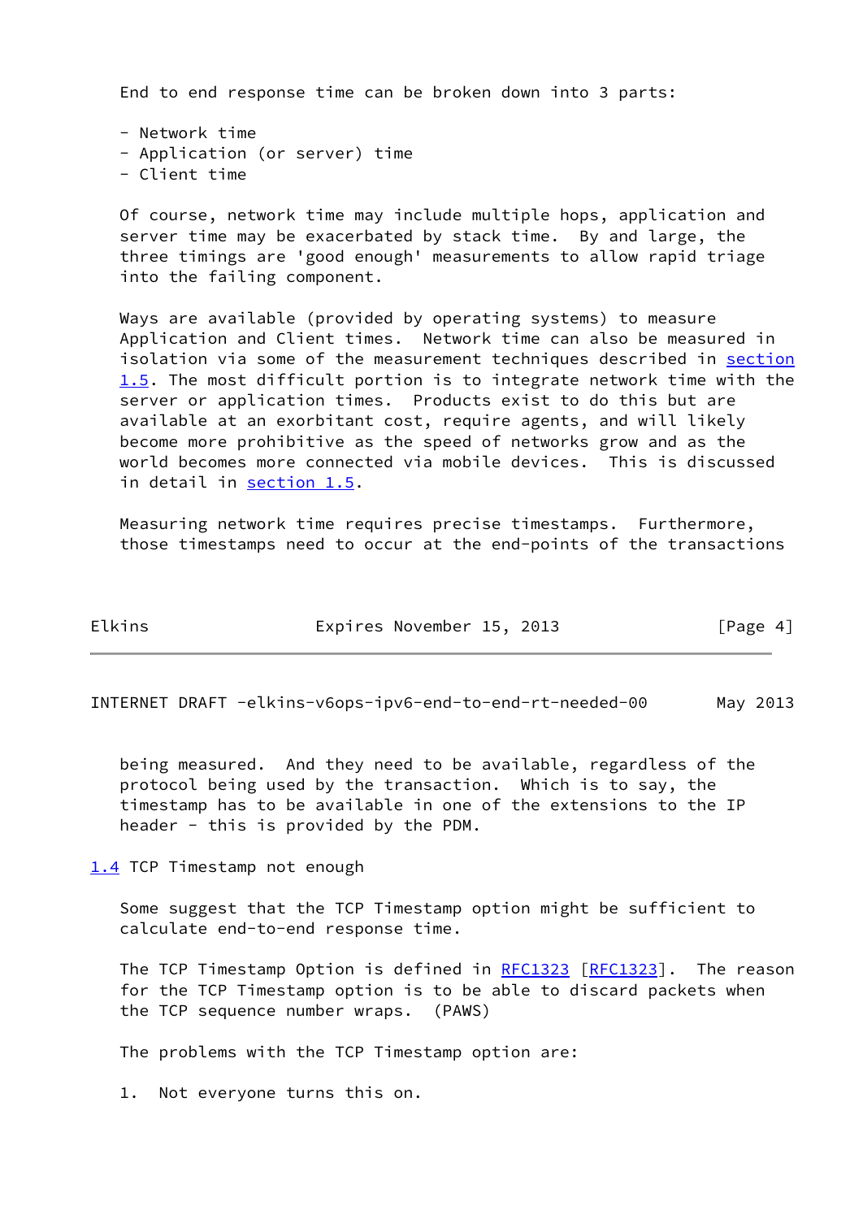End to end response time can be broken down into 3 parts:

- Network time
- Application (or server) time
- Client time

Of course, network time may include multiple hops, application and server time may be exacerbated by stack time. By and large, the three timings are 'good enough' measurements to allow rapid triage into the failing component.

Ways are available (provided by operating systems) to measure Application and Client times. Network time can also be measured in isolation via some of the measurement techniques described in section 1.5. The most difficult portion is to integrate network time with the server or application times. Products exist to do this but are available at an exorbitant cost, require agents, and will likely become more prohibitive as the speed of networks grow and as the world becomes more connected via mobile devices. This is discussed in detail in section 1.5.

Measuring network time requires precise timestamps. Furthermore, those timestamps need to occur at the end-points of the transactions being measured. And they need to be available, regardless of the protocol being used by the transaction. Which is to say, the timestamp has to be available in one of the extensions to the IP header - this is provided by the PDM.

## 1.4 TCP Timestamp not enough

Some suggest that the TCP Timestamp option might be sufficient to calculate end-to-end response time.

The TCP Timestamp Option is defined in RFC1323 [RFC1323]. The reason for the TCP Timestamp option is to be able to discard packets when the TCP sequence number wraps. (PAWS)

The problems with the TCP Timestamp option are:

1. Not everyone turns this on.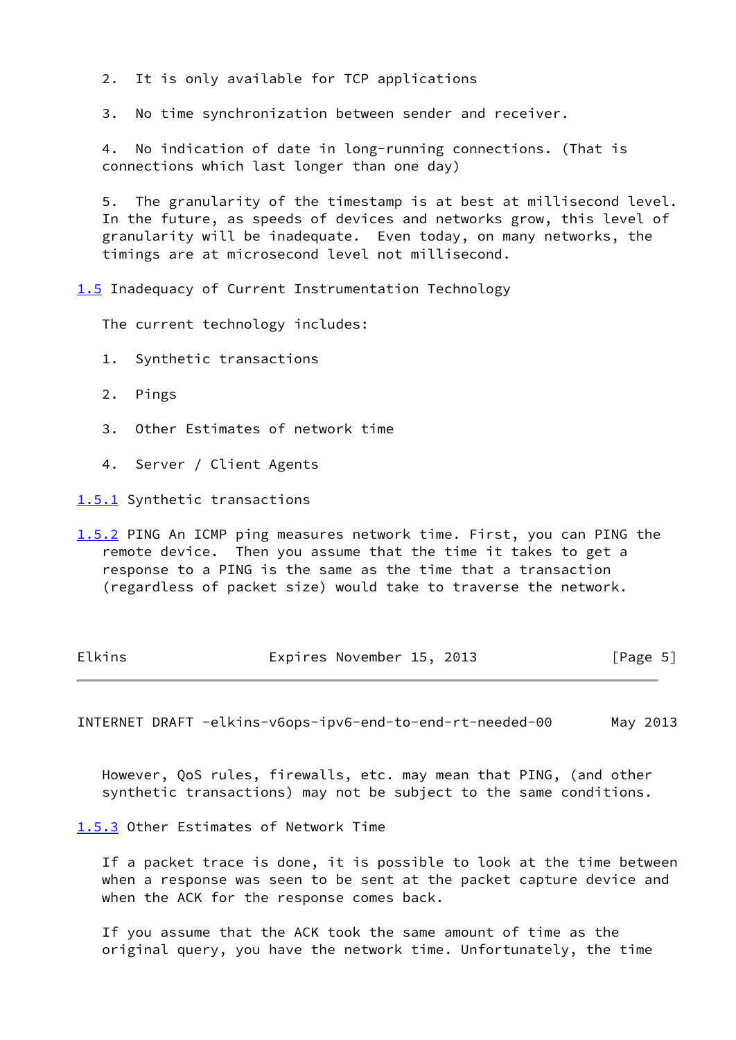2. It is only available for TCP applications

3. No time synchronization between sender and receiver.

4. No indication of date in long-running connections. (That is connections which last longer than one day)

5. The granularity of the timestamp is at best at millisecond level. In the future, as speeds of devices and networks grow, this level of granularity will be inadequate. Even today, on many networks, the timings are at microsecond level not millisecond.

### 1.5 Inadequacy of Current Instrumentation Technology

The current technology includes:

1. Synthetic transactions

2. Pings

3. Other Estimates of network time

4. Server / Client Agents

#### 1.5.1 Synthetic transactions

#### 1.5.2 PING

An ICMP ping measures network time. First, you can PING the remote device. Then you assume that the time it takes to get a response to a PING is the same as the time that a transaction (regardless of packet size) would take to traverse the network.

However, QoS rules, firewalls, etc. may mean that PING, (and other synthetic transactions) may not be subject to the same conditions.

#### 1.5.3 Other Estimates of Network Time

If a packet trace is done, it is possible to look at the time between when a response was seen to be sent at the packet capture device and when the ACK for the response comes back.

If you assume that the ACK took the same amount of time as the original query, you have the network time. Unfortunately, the time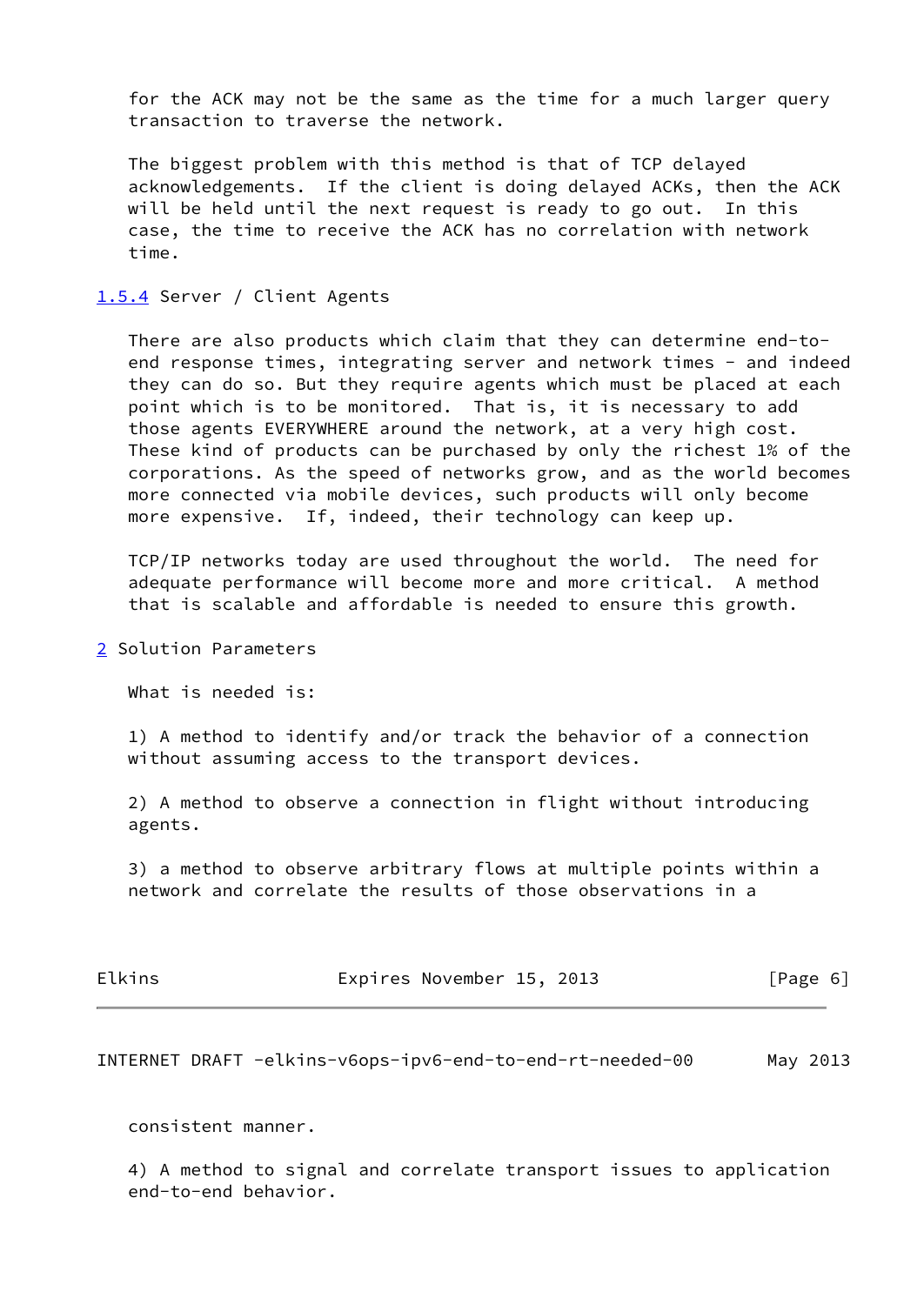for the ACK may not be the same as the time for a much larger query transaction to traverse the network.

The biggest problem with this method is that of TCP delayed acknowledgements. If the client is doing delayed ACKs, then the ACK will be held until the next request is ready to go out. In this case, the time to receive the ACK has no correlation with network time.

### 1.5.4 Server / Client Agents

There are also products which claim that they can determine end-to-end response times, integrating server and network times - and indeed they can do so. But they require agents which must be placed at each point which is to be monitored. That is, it is necessary to add those agents EVERYWHERE around the network, at a very high cost. These kind of products can be purchased by only the richest 1% of the corporations. As the speed of networks grow, and as the world becomes more connected via mobile devices, such products will only become more expensive. If, indeed, their technology can keep up.

TCP/IP networks today are used throughout the world. The need for adequate performance will become more and more critical. A method that is scalable and affordable is needed to ensure this growth.

## 2 Solution Parameters

What is needed is:

1) A method to identify and/or track the behavior of a connection without assuming access to the transport devices.

2) A method to observe a connection in flight without introducing agents.

3) a method to observe arbitrary flows at multiple points within a network and correlate the results of those observations in a consistent manner.

4) A method to signal and correlate transport issues to application end-to-end behavior.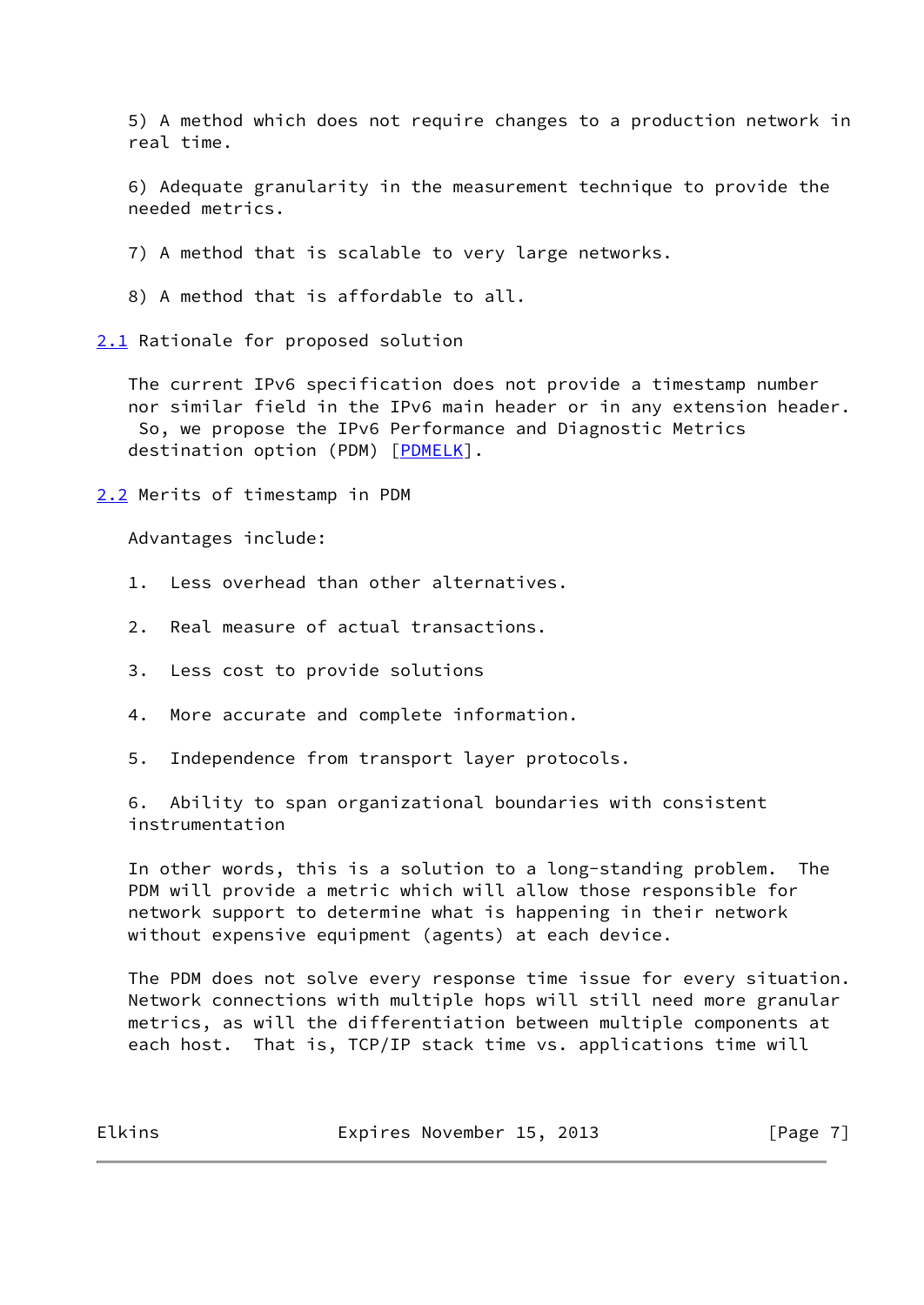5) A method which does not require changes to a production network in real time.

6) Adequate granularity in the measurement technique to provide the needed metrics.

7) A method that is scalable to very large networks.

8) A method that is affordable to all.

## 2.1 Rationale for proposed solution

The current IPv6 specification does not provide a timestamp number nor similar field in the IPv6 main header or in any extension header. So, we propose the IPv6 Performance and Diagnostic Metrics destination option (PDM) [PDMELK].

## 2.2 Merits of timestamp in PDM

Advantages include:

1. Less overhead than other alternatives.

2. Real measure of actual transactions.

3. Less cost to provide solutions

4. More accurate and complete information.

5. Independence from transport layer protocols.

6. Ability to span organizational boundaries with consistent instrumentation

In other words, this is a solution to a long-standing problem. The PDM will provide a metric which will allow those responsible for network support to determine what is happening in their network without expensive equipment (agents) at each device.

The PDM does not solve every response time issue for every situation. Network connections with multiple hops will still need more granular metrics, as will the differentiation between multiple components at each host. That is, TCP/IP stack time vs. applications time will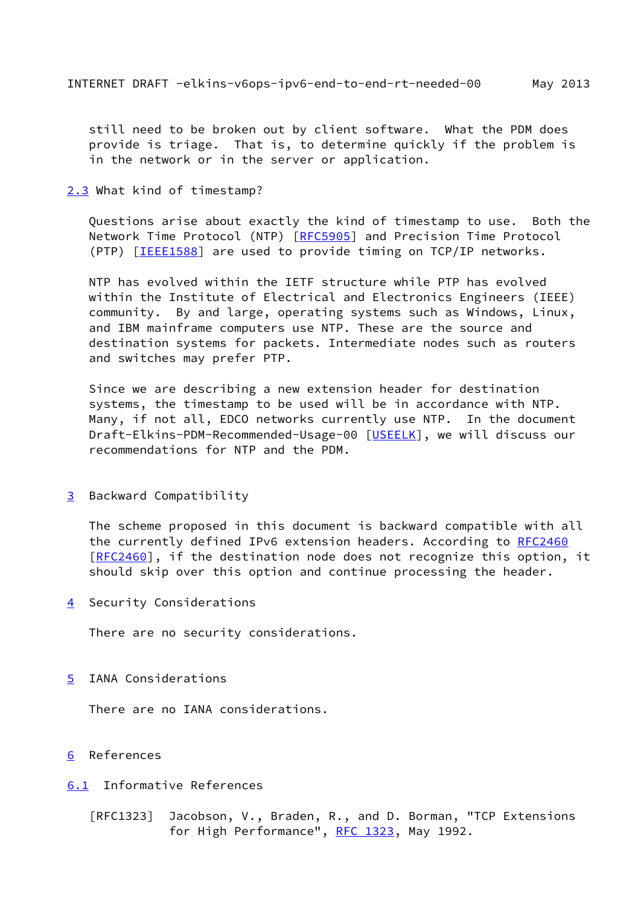still need to be broken out by client software. What the PDM does provide is triage. That is, to determine quickly if the problem is in the network or in the server or application.

## 2.3 What kind of timestamp?

Questions arise about exactly the kind of timestamp to use. Both the Network Time Protocol (NTP) [RFC5905] and Precision Time Protocol (PTP) [IEEE1588] are used to provide timing on TCP/IP networks.

NTP has evolved within the IETF structure while PTP has evolved within the Institute of Electrical and Electronics Engineers (IEEE) community. By and large, operating systems such as Windows, Linux, and IBM mainframe computers use NTP. These are the source and destination systems for packets. Intermediate nodes such as routers and switches may prefer PTP.

Since we are describing a new extension header for destination systems, the timestamp to be used will be in accordance with NTP. Many, if not all, EDCO networks currently use NTP. In the document Draft-Elkins-PDM-Recommended-Usage-00 [USEELK], we will discuss our recommendations for NTP and the PDM.

# 3 Backward Compatibility

The scheme proposed in this document is backward compatible with all the currently defined IPv6 extension headers. According to RFC2460 [RFC2460], if the destination node does not recognize this option, it should skip over this option and continue processing the header.

# 4 Security Considerations

There are no security considerations.

# 5 IANA Considerations

There are no IANA considerations.

# 6 References

## 6.1 Informative References

[RFC1323] Jacobson, V., Braden, R., and D. Borman, "TCP Extensions for High Performance", RFC 1323, May 1992.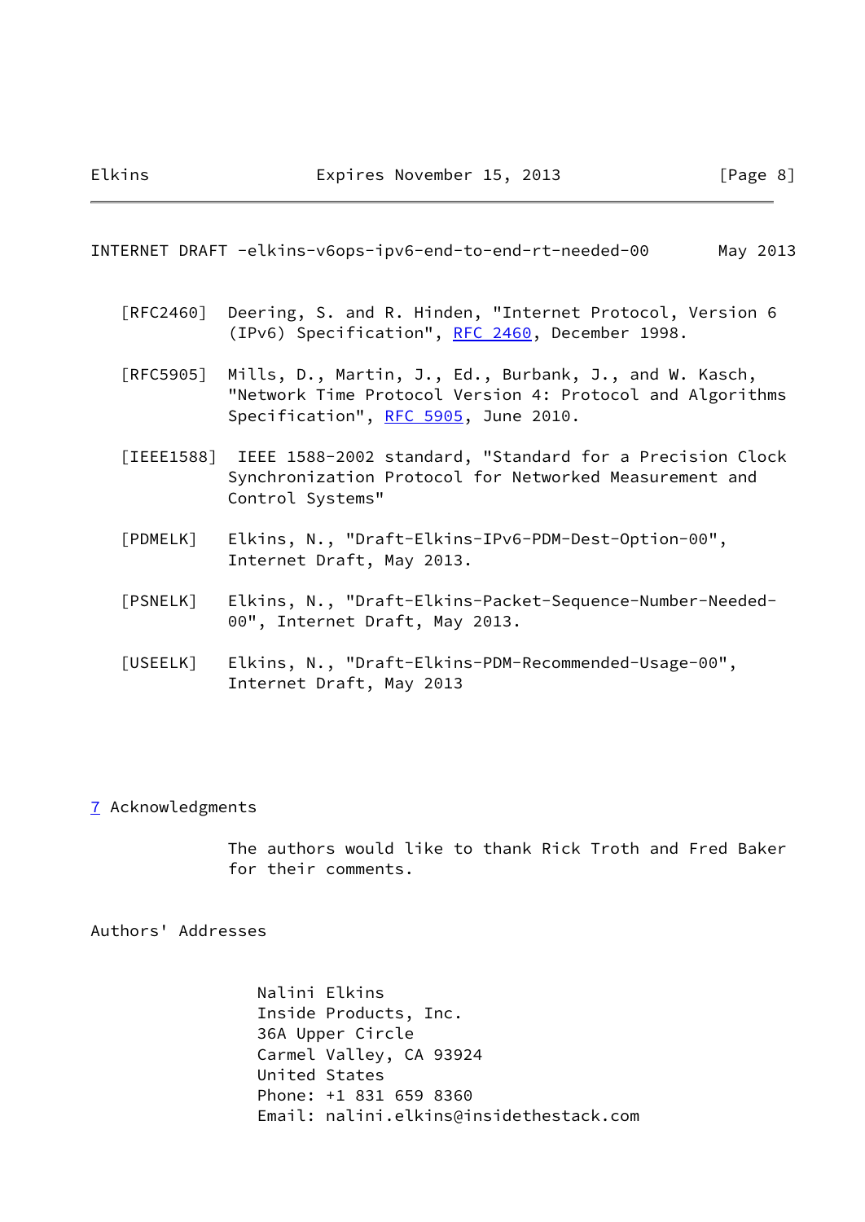[RFC2460] Deering, S. and R. Hinden, "Internet Protocol, Version 6 (IPv6) Specification", RFC 2460, December 1998.

[RFC5905] Mills, D., Martin, J., Ed., Burbank, J., and W. Kasch, "Network Time Protocol Version 4: Protocol and Algorithms Specification", RFC 5905, June 2010.

[IEEE1588] IEEE 1588-2002 standard, "Standard for a Precision Clock Synchronization Protocol for Networked Measurement and Control Systems"

[PDMELK] Elkins, N., "Draft-Elkins-IPv6-PDM-Dest-Option-00", Internet Draft, May 2013.

[PSNELK] Elkins, N., "Draft-Elkins-Packet-Sequence-Number-Needed-00", Internet Draft, May 2013.

[USEELK] Elkins, N., "Draft-Elkins-PDM-Recommended-Usage-00", Internet Draft, May 2013

## 7 Acknowledgments

The authors would like to thank Rick Troth and Fred Baker for their comments.

## Authors' Addresses

Nalini Elkins
Inside Products, Inc.
36A Upper Circle
Carmel Valley, CA 93924
United States
Phone: +1 831 659 8360
Email: nalini.elkins@insidethestack.com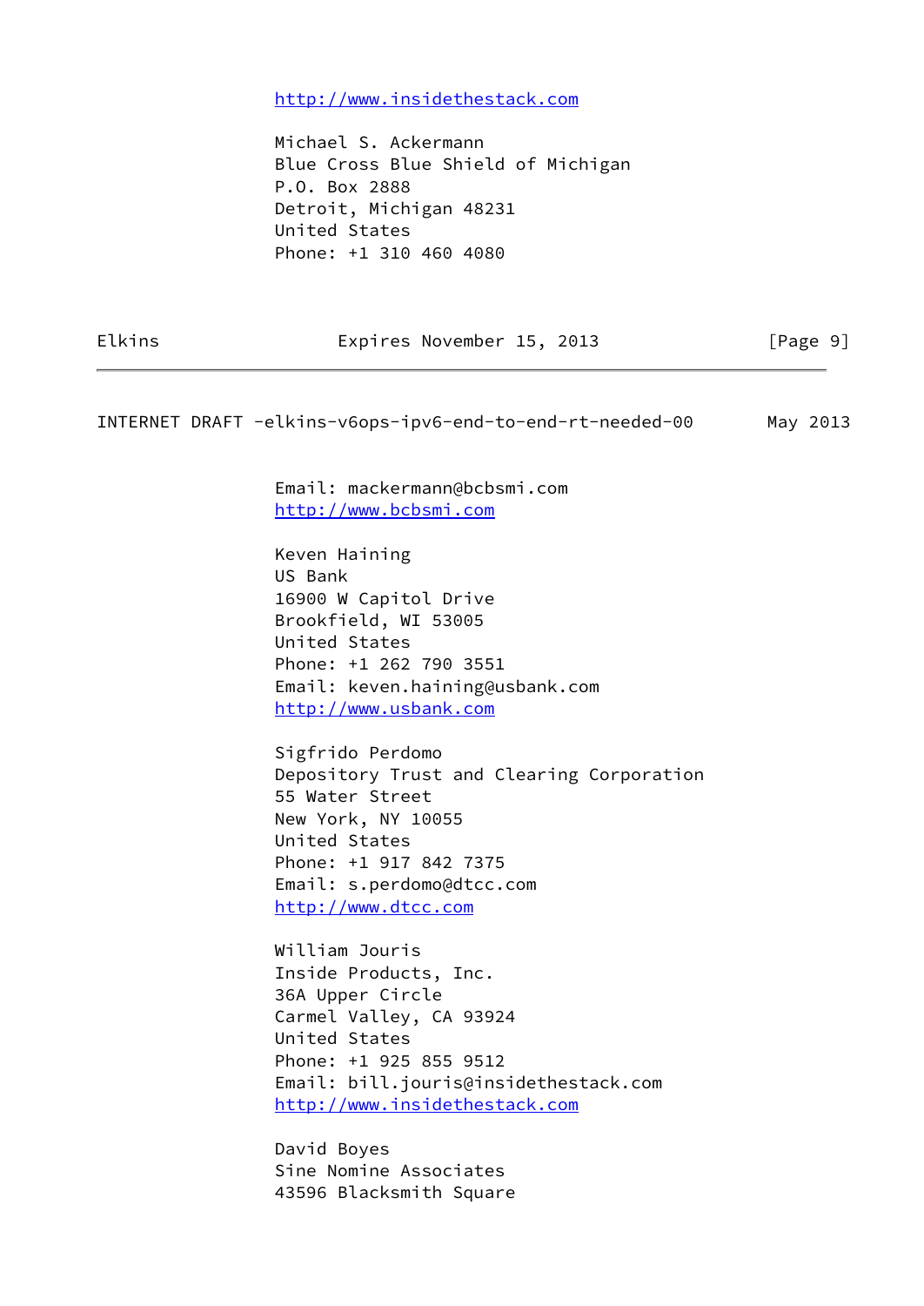http://www.insidethestack.com

Michael S. Ackermann
Blue Cross Blue Shield of Michigan
P.O. Box 2888
Detroit, Michigan 48231
United States
Phone: +1 310 460 4080
Email: mackermann@bcbsmi.com
http://www.bcbsmi.com

Keven Haining
US Bank
16900 W Capitol Drive
Brookfield, WI 53005
United States
Phone: +1 262 790 3551
Email: keven.haining@usbank.com
http://www.usbank.com

Sigfrido Perdomo
Depository Trust and Clearing Corporation
55 Water Street
New York, NY 10055
United States
Phone: +1 917 842 7375
Email: s.perdomo@dtcc.com
http://www.dtcc.com

William Jouris
Inside Products, Inc.
36A Upper Circle
Carmel Valley, CA 93924
United States
Phone: +1 925 855 9512
Email: bill.jouris@insidethestack.com
http://www.insidethestack.com

David Boyes
Sine Nomine Associates
43596 Blacksmith Square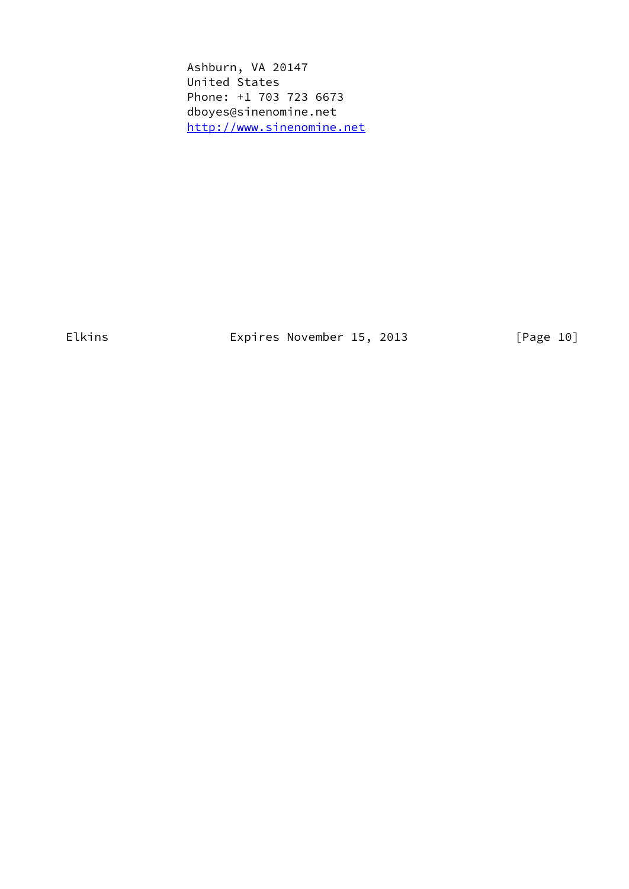Ashburn, VA 20147
United States
Phone: +1 703 723 6673
dboyes@sinenomine.net
http://www.sinenomine.net